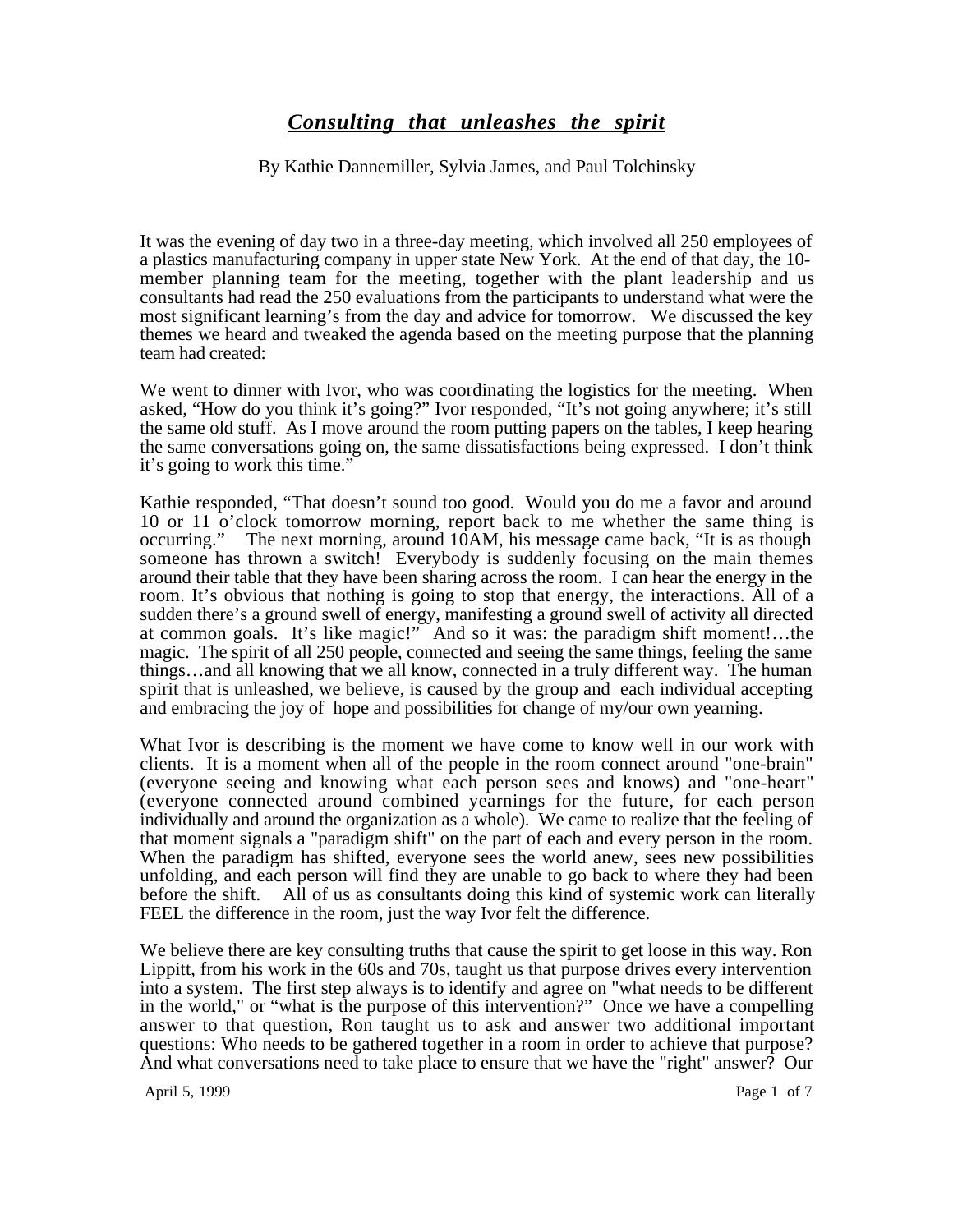# ***Consulting that unleashes the spirit***

By Kathie Dannemiller, Sylvia James, and Paul Tolchinsky

It was the evening of day two in a three-day meeting, which involved all 250 employees of a plastics manufacturing company in upper state New York. At the end of that day, the 10-member planning team for the meeting, together with the plant leadership and us consultants had read the 250 evaluations from the participants to understand what were the most significant learning's from the day and advice for tomorrow. We discussed the key themes we heard and tweaked the agenda based on the meeting purpose that the planning team had created:

We went to dinner with Ivor, who was coordinating the logistics for the meeting. When asked, "How do you think it's going?" Ivor responded, "It's not going anywhere; it's still the same old stuff. As I move around the room putting papers on the tables, I keep hearing the same conversations going on, the same dissatisfactions being expressed. I don't think it's going to work this time."

Kathie responded, "That doesn't sound too good. Would you do me a favor and around 10 or 11 o'clock tomorrow morning, report back to me whether the same thing is occurring." The next morning, around 10AM, his message came back, "It is as though someone has thrown a switch! Everybody is suddenly focusing on the main themes around their table that they have been sharing across the room. I can hear the energy in the room. It's obvious that nothing is going to stop that energy, the interactions. All of a sudden there's a ground swell of energy, manifesting a ground swell of activity all directed at common goals. It's like magic!" And so it was: the paradigm shift moment!…the magic. The spirit of all 250 people, connected and seeing the same things, feeling the same things…and all knowing that we all know, connected in a truly different way. The human spirit that is unleashed, we believe, is caused by the group and each individual accepting and embracing the joy of hope and possibilities for change of my/our own yearning.

What Ivor is describing is the moment we have come to know well in our work with clients. It is a moment when all of the people in the room connect around "one-brain" (everyone seeing and knowing what each person sees and knows) and "one-heart" (everyone connected around combined yearnings for the future, for each person individually and around the organization as a whole). We came to realize that the feeling of that moment signals a "paradigm shift" on the part of each and every person in the room. When the paradigm has shifted, everyone sees the world anew, sees new possibilities unfolding, and each person will find they are unable to go back to where they had been before the shift. All of us as consultants doing this kind of systemic work can literally FEEL the difference in the room, just the way Ivor felt the difference.

We believe there are key consulting truths that cause the spirit to get loose in this way. Ron Lippitt, from his work in the 60s and 70s, taught us that purpose drives every intervention into a system. The first step always is to identify and agree on "what needs to be different in the world," or "what is the purpose of this intervention?" Once we have a compelling answer to that question, Ron taught us to ask and answer two additional important questions: Who needs to be gathered together in a room in order to achieve that purpose? And what conversations need to take place to ensure that we have the "right" answer? Our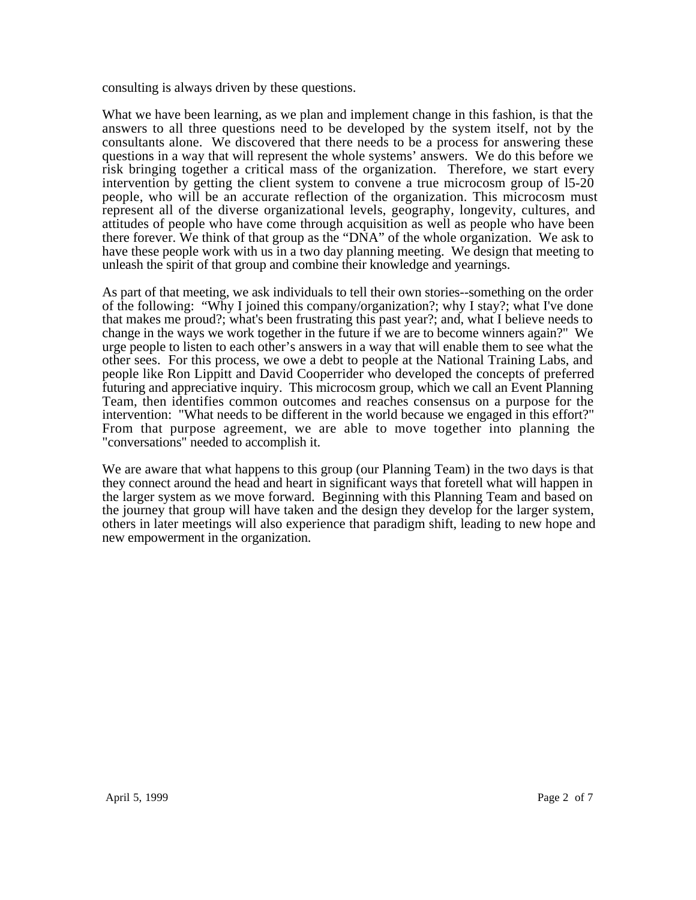consulting is always driven by these questions.

What we have been learning, as we plan and implement change in this fashion, is that the answers to all three questions need to be developed by the system itself, not by the consultants alone. We discovered that there needs to be a process for answering these questions in a way that will represent the whole systems' answers. We do this before we risk bringing together a critical mass of the organization. Therefore, we start every intervention by getting the client system to convene a true microcosm group of l5-20 people, who will be an accurate reflection of the organization. This microcosm must represent all of the diverse organizational levels, geography, longevity, cultures, and attitudes of people who have come through acquisition as well as people who have been there forever. We think of that group as the "DNA" of the whole organization. We ask to have these people work with us in a two day planning meeting. We design that meeting to unleash the spirit of that group and combine their knowledge and yearnings.

As part of that meeting, we ask individuals to tell their own stories--something on the order of the following: "Why I joined this company/organization?; why I stay?; what I've done that makes me proud?; what's been frustrating this past year?; and, what I believe needs to change in the ways we work together in the future if we are to become winners again?" We urge people to listen to each other's answers in a way that will enable them to see what the other sees. For this process, we owe a debt to people at the National Training Labs, and people like Ron Lippitt and David Cooperrider who developed the concepts of preferred futuring and appreciative inquiry. This microcosm group, which we call an Event Planning Team, then identifies common outcomes and reaches consensus on a purpose for the intervention: "What needs to be different in the world because we engaged in this effort?" From that purpose agreement, we are able to move together into planning the "conversations" needed to accomplish it.

We are aware that what happens to this group (our Planning Team) in the two days is that they connect around the head and heart in significant ways that foretell what will happen in the larger system as we move forward. Beginning with this Planning Team and based on the journey that group will have taken and the design they develop for the larger system, others in later meetings will also experience that paradigm shift, leading to new hope and new empowerment in the organization.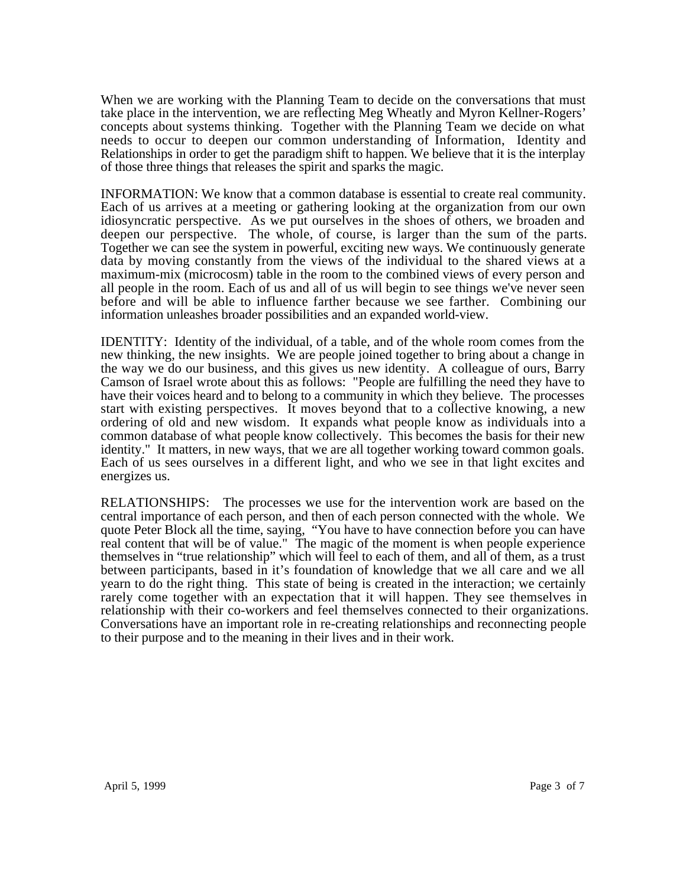When we are working with the Planning Team to decide on the conversations that must take place in the intervention, we are reflecting Meg Wheatly and Myron Kellner-Rogers' concepts about systems thinking. Together with the Planning Team we decide on what needs to occur to deepen our common understanding of Information, Identity and Relationships in order to get the paradigm shift to happen. We believe that it is the interplay of those three things that releases the spirit and sparks the magic.

INFORMATION: We know that a common database is essential to create real community. Each of us arrives at a meeting or gathering looking at the organization from our own idiosyncratic perspective. As we put ourselves in the shoes of others, we broaden and deepen our perspective. The whole, of course, is larger than the sum of the parts. Together we can see the system in powerful, exciting new ways. We continuously generate data by moving constantly from the views of the individual to the shared views at a maximum-mix (microcosm) table in the room to the combined views of every person and all people in the room. Each of us and all of us will begin to see things we've never seen before and will be able to influence farther because we see farther. Combining our information unleashes broader possibilities and an expanded world-view.

IDENTITY: Identity of the individual, of a table, and of the whole room comes from the new thinking, the new insights. We are people joined together to bring about a change in the way we do our business, and this gives us new identity. A colleague of ours, Barry Camson of Israel wrote about this as follows: "People are fulfilling the need they have to have their voices heard and to belong to a community in which they believe. The processes start with existing perspectives. It moves beyond that to a collective knowing, a new ordering of old and new wisdom. It expands what people know as individuals into a common database of what people know collectively. This becomes the basis for their new identity." It matters, in new ways, that we are all together working toward common goals. Each of us sees ourselves in a different light, and who we see in that light excites and energizes us.

RELATIONSHIPS: The processes we use for the intervention work are based on the central importance of each person, and then of each person connected with the whole. We quote Peter Block all the time, saying, "You have to have connection before you can have real content that will be of value." The magic of the moment is when people experience themselves in "true relationship" which will feel to each of them, and all of them, as a trust between participants, based in it's foundation of knowledge that we all care and we all yearn to do the right thing. This state of being is created in the interaction; we certainly rarely come together with an expectation that it will happen. They see themselves in relationship with their co-workers and feel themselves connected to their organizations. Conversations have an important role in re-creating relationships and reconnecting people to their purpose and to the meaning in their lives and in their work.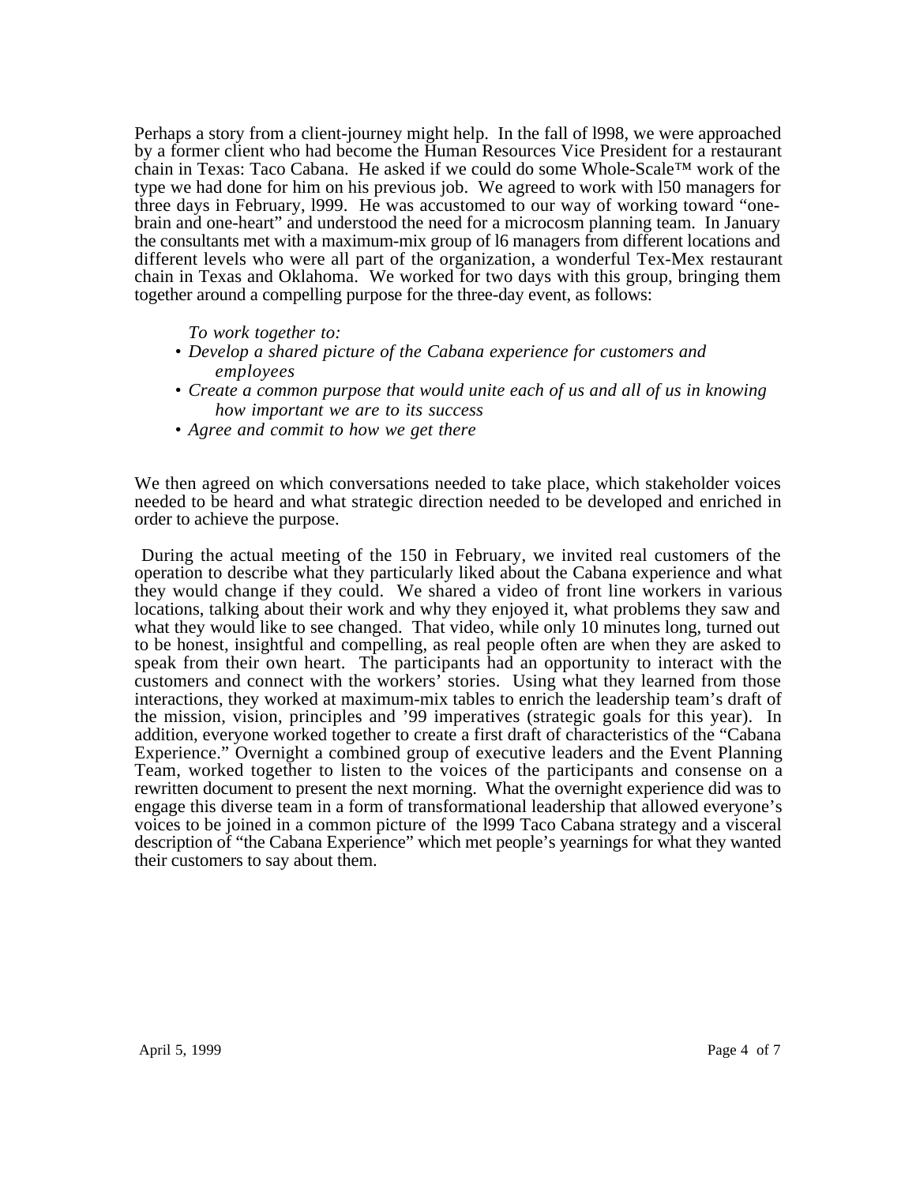Perhaps a story from a client-journey might help. In the fall of l998, we were approached by a former client who had become the Human Resources Vice President for a restaurant chain in Texas: Taco Cabana. He asked if we could do some Whole-Scale™ work of the type we had done for him on his previous job. We agreed to work with l50 managers for three days in February, l999. He was accustomed to our way of working toward "one-brain and one-heart" and understood the need for a microcosm planning team. In January the consultants met with a maximum-mix group of l6 managers from different locations and different levels who were all part of the organization, a wonderful Tex-Mex restaurant chain in Texas and Oklahoma. We worked for two days with this group, bringing them together around a compelling purpose for the three-day event, as follows:

*To work together to:*

- *Develop a shared picture of the Cabana experience for customers and employees*
- *Create a common purpose that would unite each of us and all of us in knowing how important we are to its success*
- *Agree and commit to how we get there*

We then agreed on which conversations needed to take place, which stakeholder voices needed to be heard and what strategic direction needed to be developed and enriched in order to achieve the purpose.

During the actual meeting of the 150 in February, we invited real customers of the operation to describe what they particularly liked about the Cabana experience and what they would change if they could. We shared a video of front line workers in various locations, talking about their work and why they enjoyed it, what problems they saw and what they would like to see changed. That video, while only 10 minutes long, turned out to be honest, insightful and compelling, as real people often are when they are asked to speak from their own heart. The participants had an opportunity to interact with the customers and connect with the workers' stories. Using what they learned from those interactions, they worked at maximum-mix tables to enrich the leadership team's draft of the mission, vision, principles and '99 imperatives (strategic goals for this year). In addition, everyone worked together to create a first draft of characteristics of the "Cabana Experience." Overnight a combined group of executive leaders and the Event Planning Team, worked together to listen to the voices of the participants and consense on a rewritten document to present the next morning. What the overnight experience did was to engage this diverse team in a form of transformational leadership that allowed everyone's voices to be joined in a common picture of the l999 Taco Cabana strategy and a visceral description of "the Cabana Experience" which met people's yearnings for what they wanted their customers to say about them.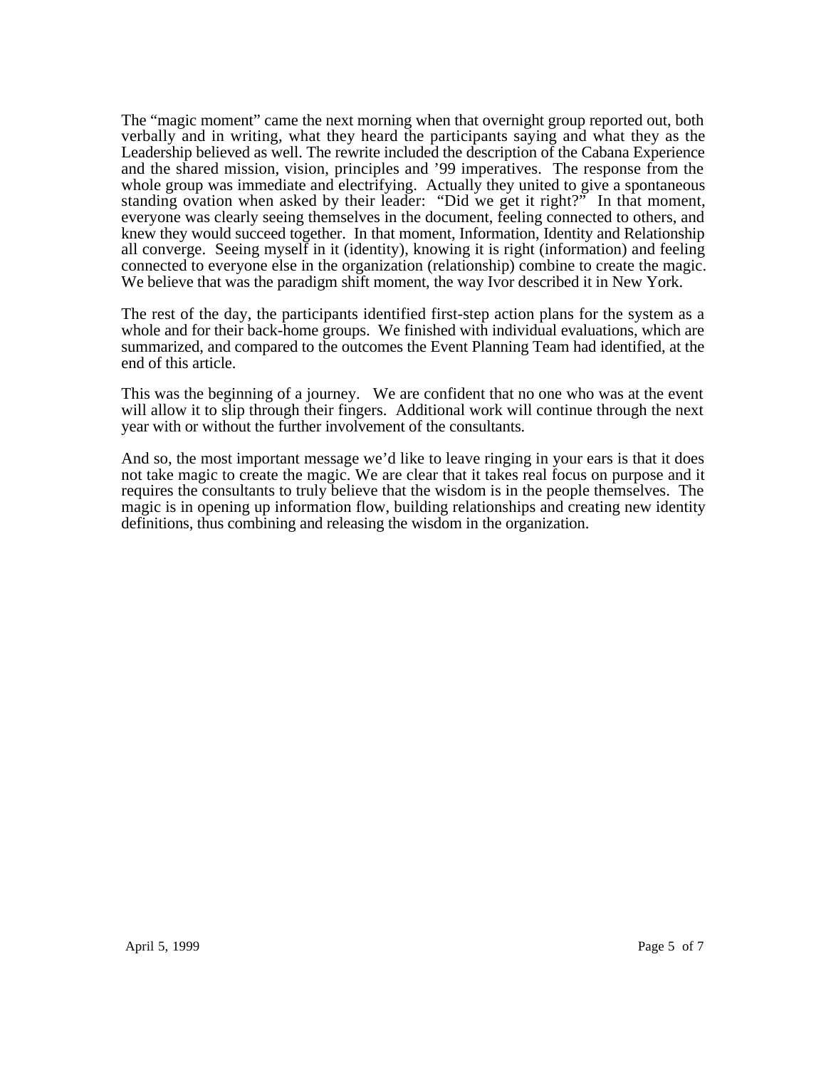The "magic moment" came the next morning when that overnight group reported out, both verbally and in writing, what they heard the participants saying and what they as the Leadership believed as well. The rewrite included the description of the Cabana Experience and the shared mission, vision, principles and '99 imperatives. The response from the whole group was immediate and electrifying. Actually they united to give a spontaneous standing ovation when asked by their leader: "Did we get it right?" In that moment, everyone was clearly seeing themselves in the document, feeling connected to others, and knew they would succeed together. In that moment, Information, Identity and Relationship all converge. Seeing myself in it (identity), knowing it is right (information) and feeling connected to everyone else in the organization (relationship) combine to create the magic. We believe that was the paradigm shift moment, the way Ivor described it in New York.

The rest of the day, the participants identified first-step action plans for the system as a whole and for their back-home groups. We finished with individual evaluations, which are summarized, and compared to the outcomes the Event Planning Team had identified, at the end of this article.

This was the beginning of a journey. We are confident that no one who was at the event will allow it to slip through their fingers. Additional work will continue through the next year with or without the further involvement of the consultants.

And so, the most important message we'd like to leave ringing in your ears is that it does not take magic to create the magic. We are clear that it takes real focus on purpose and it requires the consultants to truly believe that the wisdom is in the people themselves. The magic is in opening up information flow, building relationships and creating new identity definitions, thus combining and releasing the wisdom in the organization.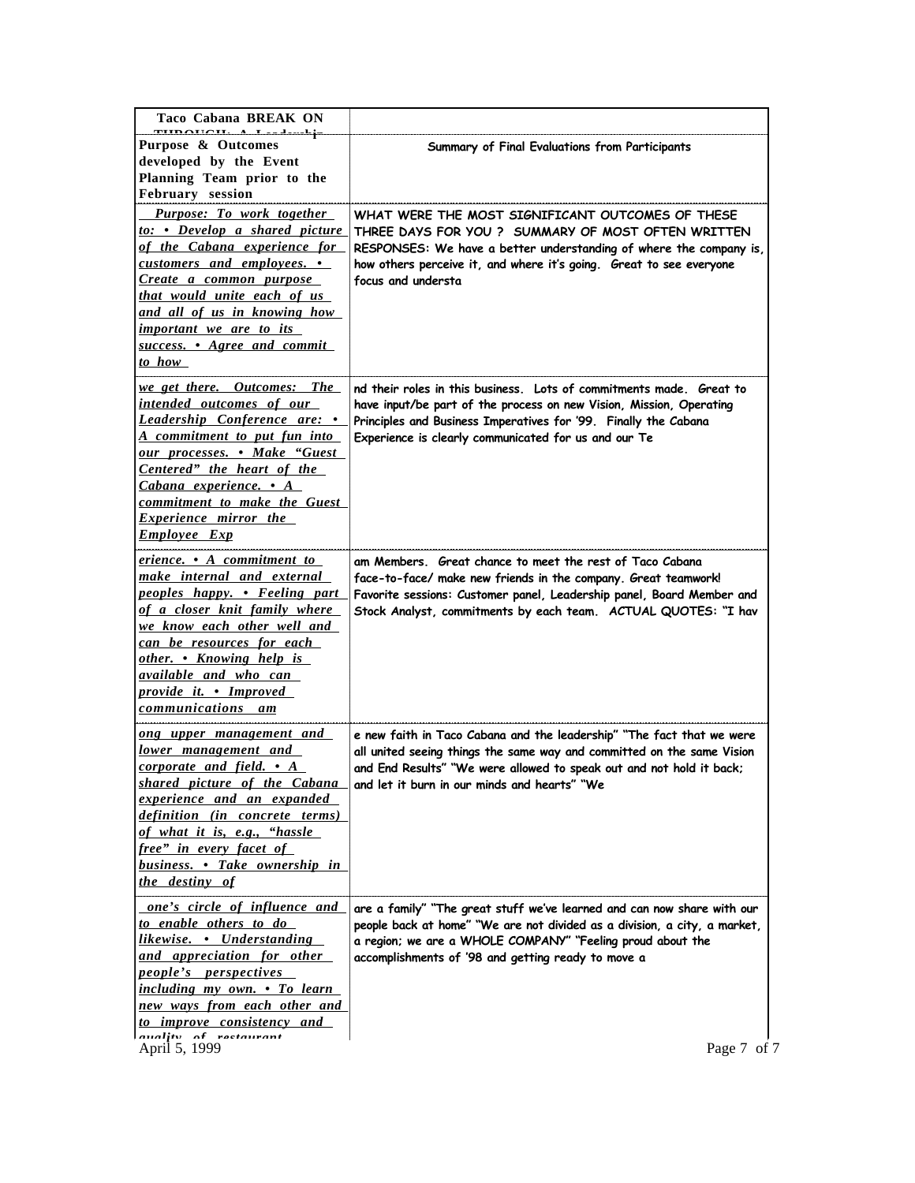| Taco Cabana BREAK ON THROUGH: A Leadership | |
|---|---|
| **Purpose & Outcomes developed by the Event Planning Team prior to the February session** | Summary of Final Evaluations from Participants |
| *Purpose: To work together to: • Develop a shared picture of the Cabana experience for customers and employees. • Create a common purpose that would unite each of us and all of us in knowing how important we are to its success. • Agree and commit to how* | WHAT WERE THE MOST SIGNIFICANT OUTCOMES OF THESE THREE DAYS FOR YOU ? SUMMARY OF MOST OFTEN WRITTEN RESPONSES: We have a better understanding of where the company is, how others perceive it, and where it's going. Great to see everyone focus and understa |
| *we get there. Outcomes: The intended outcomes of our Leadership Conference are: • A commitment to put fun into our processes. • Make "Guest Centered" the heart of the Cabana experience. • A commitment to make the Guest Experience mirror the Employee Exp* | nd their roles in this business. Lots of commitments made. Great to have input/be part of the process on new Vision, Mission, Operating Principles and Business Imperatives for '99. Finally the Cabana Experience is clearly communicated for us and our Te |
| *erience. • A commitment to make internal and external peoples happy. • Feeling part of a closer knit family where we know each other well and can be resources for each other. • Knowing help is available and who can provide it. • Improved communications am* | am Members. Great chance to meet the rest of Taco Cabana face-to-face/ make new friends in the company. Great teamwork! Favorite sessions: Customer panel, Leadership panel, Board Member and Stock Analyst, commitments by each team. ACTUAL QUOTES: "I hav |
| *ong upper management and lower management and corporate and field. • A shared picture of the Cabana experience and an expanded definition (in concrete terms) of what it is, e.g., "hassle free" in every facet of business. • Take ownership in the destiny of* | e new faith in Taco Cabana and the leadership" "The fact that we were all united seeing things the same way and committed on the same Vision and End Results" "We were allowed to speak out and not hold it back; and let it burn in our minds and hearts" "We |
| *one's circle of influence and to enable others to do likewise. • Understanding and appreciation for other people's perspectives including my own. • To learn new ways from each other and to improve consistency and quality of restaurant* | are a family" "The great stuff we've learned and can now share with our people back at home" "We are not divided as a division, a city, a market, a region; we are a WHOLE COMPANY" "Feeling proud about the accomplishments of '98 and getting ready to move a |

April 5, 1999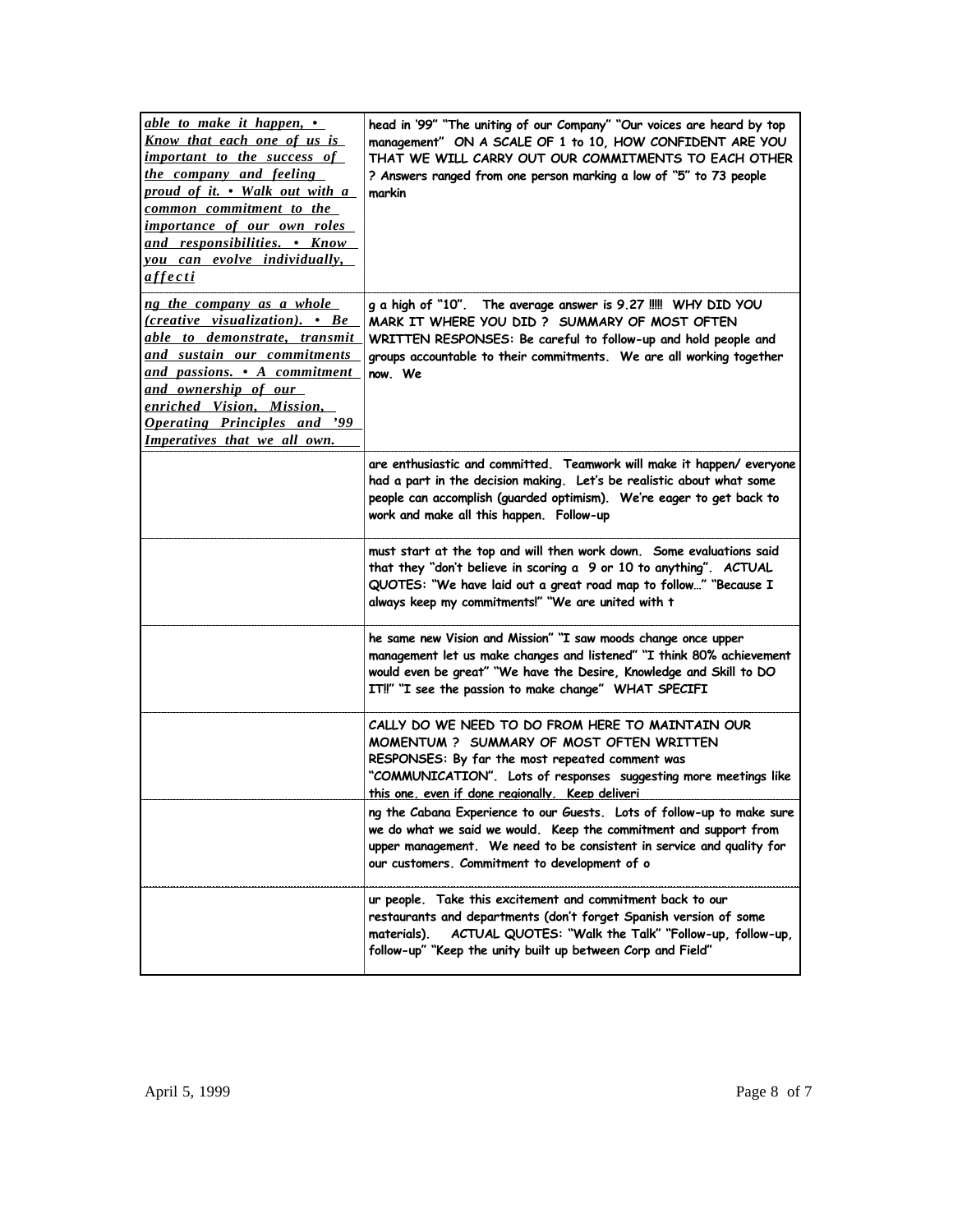| | |
|---|---|
| *able to make it happen, • Know that each one of us is important to the success of the company and feeling proud of it. • Walk out with a common commitment to the importance of our own roles and responsibilities. • Know you can evolve individually, affecti* | head in '99" "The uniting of our Company" "Our voices are heard by top management" ON A SCALE OF 1 to 10, HOW CONFIDENT ARE YOU THAT WE WILL CARRY OUT OUR COMMITMENTS TO EACH OTHER ? Answers ranged from one person marking a low of "5" to 73 people markin |
| *ng the company as a whole (creative visualization). • Be able to demonstrate, transmit and sustain our commitments and passions. • A commitment and ownership of our enriched Vision, Mission, Operating Principles and '99 Imperatives that we all own.* | g a high of "10". The average answer is 9.27 !!!!! WHY DID YOU MARK IT WHERE YOU DID ? SUMMARY OF MOST OFTEN WRITTEN RESPONSES: Be careful to follow-up and hold people and groups accountable to their commitments. We are all working together now. We |
| | are enthusiastic and committed. Teamwork will make it happen/ everyone had a part in the decision making. Let's be realistic about what some people can accomplish (guarded optimism). We're eager to get back to work and make all this happen. Follow-up |
| | must start at the top and will then work down. Some evaluations said that they "don't believe in scoring a 9 or 10 to anything". ACTUAL QUOTES: "We have laid out a great road map to follow…" "Because I always keep my commitments!" "We are united with t |
| | he same new Vision and Mission" "I saw moods change once upper management let us make changes and listened" "I think 80% achievement would even be great" "We have the Desire, Knowledge and Skill to DO IT!!" "I see the passion to make change" WHAT SPECIFI |
| | CALLY DO WE NEED TO DO FROM HERE TO MAINTAIN OUR MOMENTUM ? SUMMARY OF MOST OFTEN WRITTEN RESPONSES: By far the most repeated comment was "COMMUNICATION". Lots of responses suggesting more meetings like this one, even if done regionally. Keep deliveri |
| | ng the Cabana Experience to our Guests. Lots of follow-up to make sure we do what we said we would. Keep the commitment and support from upper management. We need to be consistent in service and quality for our customers. Commitment to development of o |
| | ur people. Take this excitement and commitment back to our restaurants and departments (don't forget Spanish version of some materials). ACTUAL QUOTES: "Walk the Talk" "Follow-up, follow-up, follow-up" "Keep the unity built up between Corp and Field" |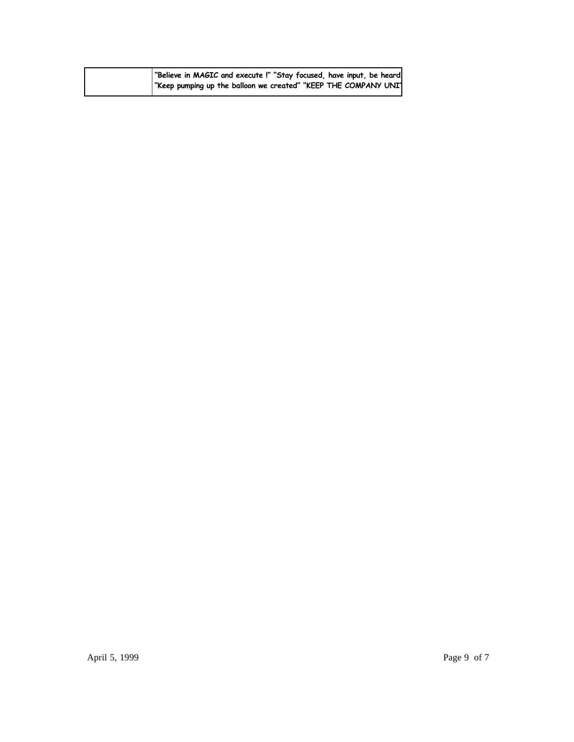| | |
|---|---|
| | "Believe in MAGIC and execute !" "Stay focused, have input, be heard<br>"Keep pumping up the balloon we created" "KEEP THE COMPANY UNIT |